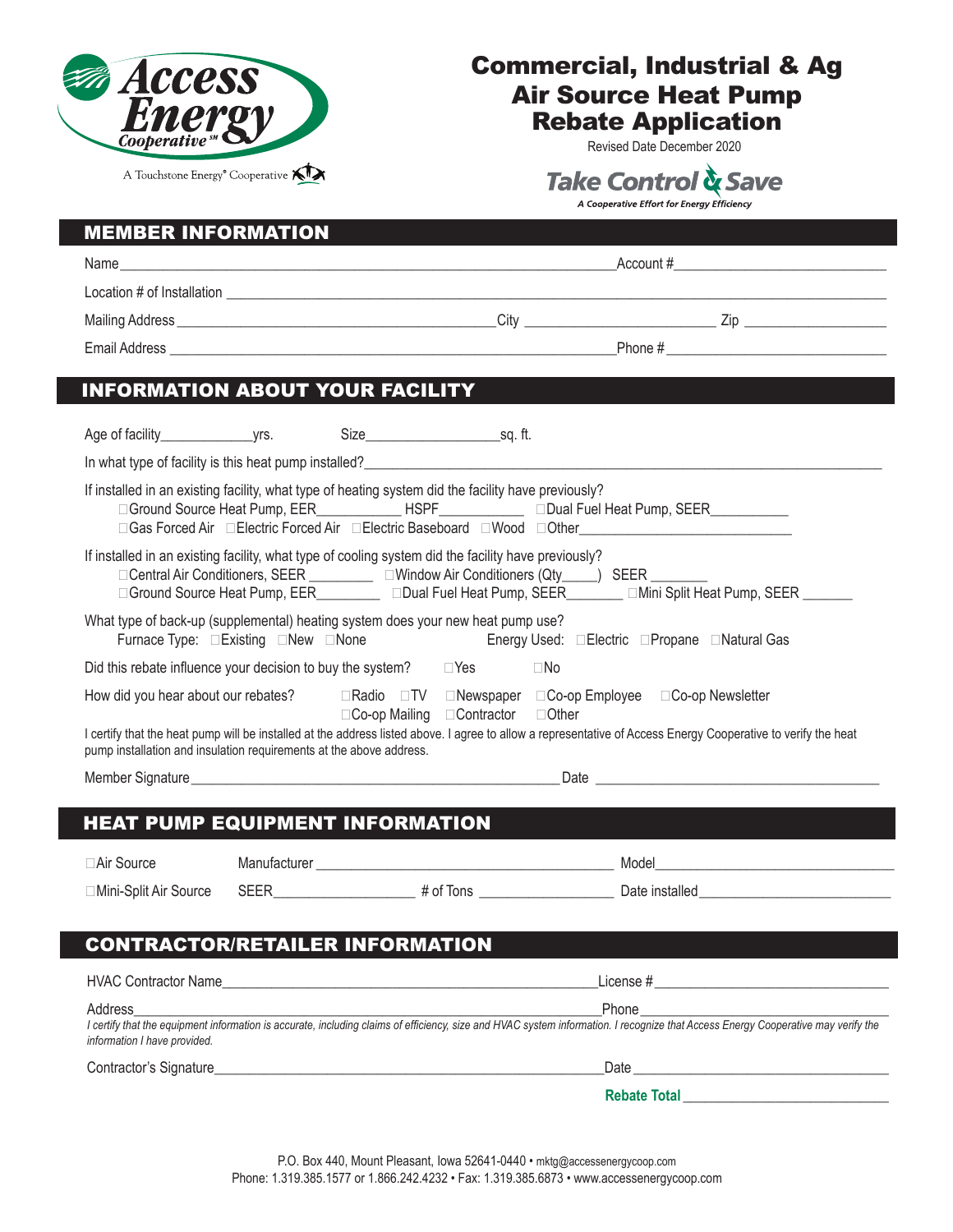Access Energy Cooperative℠

A Touchstone Energy® Cooperative

# Commercial, Industrial & Ag Air Source Heat Pump Rebate Application

Revised Date December 2020

Take Control & Save
*A Cooperative Effort for Energy Efficiency*

## MEMBER INFORMATION

Name_______________________________ Account #_______________

Location # of Installation _______________________________

Mailing Address _______________________ City _____________ Zip __________

Email Address _______________________________ Phone # _______________

## INFORMATION ABOUT YOUR FACILITY

Age of facility___________yrs. Size_______________sq. ft.

In what type of facility is this heat pump installed?_______________________________

If installed in an existing facility, what type of heating system did the facility have previously?

☐Ground Source Heat Pump, EER__________ HSPF__________ ☐Dual Fuel Heat Pump, SEER__________
☐Gas Forced Air ☐Electric Forced Air ☐Electric Baseboard ☐Wood ☐Other__________________

If installed in an existing facility, what type of cooling system did the facility have previously?

☐Central Air Conditioners, SEER ________ ☐Window Air Conditioners (Qty____) SEER _______
☐Ground Source Heat Pump, EER________ ☐Dual Fuel Heat Pump, SEER_______ ☐Mini Split Heat Pump, SEER _______

What type of back-up (supplemental) heating system does your new heat pump use?

Furnace Type: ☐Existing ☐New ☐None Energy Used: ☐Electric ☐Propane ☐Natural Gas

Did this rebate influence your decision to buy the system? ☐Yes ☐No

How did you hear about our rebates? ☐Radio ☐TV ☐Newspaper ☐Co-op Employee ☐Co-op Newsletter ☐Co-op Mailing ☐Contractor ☐Other

I certify that the heat pump will be installed at the address listed above. I agree to allow a representative of Access Energy Cooperative to verify the heat pump installation and insulation requirements at the above address.

Member Signature_______________________________ Date _______________

## HEAT PUMP EQUIPMENT INFORMATION

☐Air Source Manufacturer _______________________ Model_______________

☐Mini-Split Air Source SEER____________ # of Tons ____________ Date installed_______________

## CONTRACTOR/RETAILER INFORMATION

HVAC Contractor Name_______________________________ License #_______________

Address_______________________________ Phone_______________

*I certify that the equipment information is accurate, including claims of efficiency, size and HVAC system information. I recognize that Access Energy Cooperative may verify the information I have provided.*

Contractor's Signature_______________________________ Date_______________

**Rebate Total** _______________

P.O. Box 440, Mount Pleasant, Iowa 52641-0440 • mktg@accessenergycoop.com
Phone: 1.319.385.1577 or 1.866.242.4232 • Fax: 1.319.385.6873 • www.accessenergycoop.com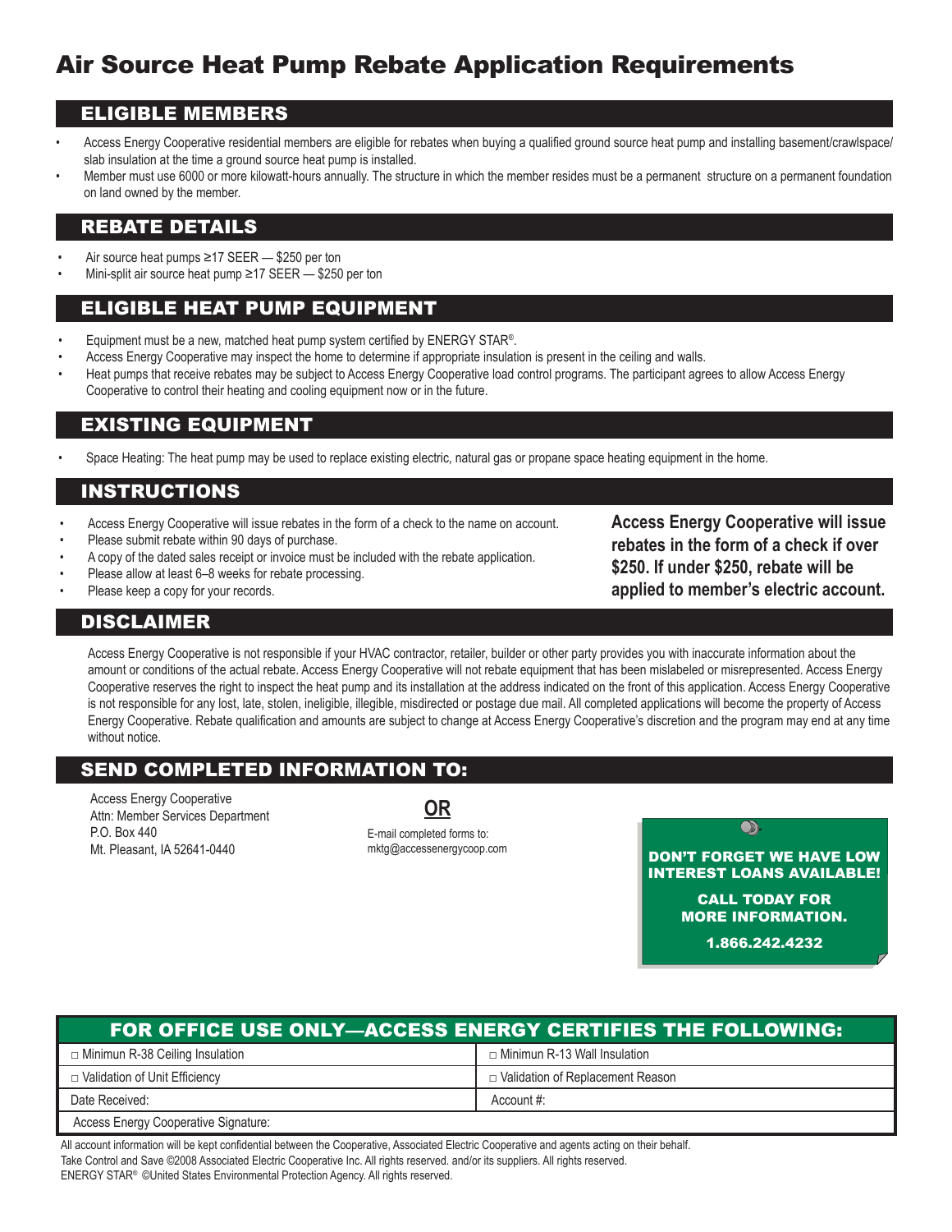# Air Source Heat Pump Rebate Application Requirements

## ELIGIBLE MEMBERS

- Access Energy Cooperative residential members are eligible for rebates when buying a qualified ground source heat pump and installing basement/crawlspace/slab insulation at the time a ground source heat pump is installed.
- Member must use 6000 or more kilowatt-hours annually. The structure in which the member resides must be a permanent structure on a permanent foundation on land owned by the member.

## REBATE DETAILS

- Air source heat pumps ≥17 SEER — $250 per ton
- Mini-split air source heat pump ≥17 SEER — $250 per ton

## ELIGIBLE HEAT PUMP EQUIPMENT

- Equipment must be a new, matched heat pump system certified by ENERGY STAR®.
- Access Energy Cooperative may inspect the home to determine if appropriate insulation is present in the ceiling and walls.
- Heat pumps that receive rebates may be subject to Access Energy Cooperative load control programs. The participant agrees to allow Access Energy Cooperative to control their heating and cooling equipment now or in the future.

## EXISTING EQUIPMENT

- Space Heating: The heat pump may be used to replace existing electric, natural gas or propane space heating equipment in the home.

## INSTRUCTIONS

- Access Energy Cooperative will issue rebates in the form of a check to the name on account.
- Please submit rebate within 90 days of purchase.
- A copy of the dated sales receipt or invoice must be included with the rebate application.
- Please allow at least 6–8 weeks for rebate processing.
- Please keep a copy for your records.

**Access Energy Cooperative will issue rebates in the form of a check if over $250. If under $250, rebate will be applied to member's electric account.**

## DISCLAIMER

Access Energy Cooperative is not responsible if your HVAC contractor, retailer, builder or other party provides you with inaccurate information about the amount or conditions of the actual rebate. Access Energy Cooperative will not rebate equipment that has been mislabeled or misrepresented. Access Energy Cooperative reserves the right to inspect the heat pump and its installation at the address indicated on the front of this application. Access Energy Cooperative is not responsible for any lost, late, stolen, ineligible, illegible, misdirected or postage due mail. All completed applications will become the property of Access Energy Cooperative. Rebate qualification and amounts are subject to change at Access Energy Cooperative's discretion and the program may end at any time without notice.

## SEND COMPLETED INFORMATION TO:

Access Energy Cooperative
Attn: Member Services Department
P.O. Box 440
Mt. Pleasant, IA 52641-0440

**OR**

E-mail completed forms to:
mktg@accessenergycoop.com

**DON'T FORGET WE HAVE LOW INTEREST LOANS AVAILABLE!**

**CALL TODAY FOR MORE INFORMATION.**

**1.866.242.4232**

## FOR OFFICE USE ONLY—ACCESS ENERGY CERTIFIES THE FOLLOWING:

| | |
|---|---|
| □ Minimun R-38 Ceiling Insulation | □ Minimun R-13 Wall Insulation |
| □ Validation of Unit Efficiency | □ Validation of Replacement Reason |
| Date Received: | Account #: |
| Access Energy Cooperative Signature: | |

All account information will be kept confidential between the Cooperative, Associated Electric Cooperative and agents acting on their behalf.
Take Control and Save ©2008 Associated Electric Cooperative Inc. All rights reserved. and/or its suppliers. All rights reserved.
ENERGY STAR® ©United States Environmental Protection Agency. All rights reserved.